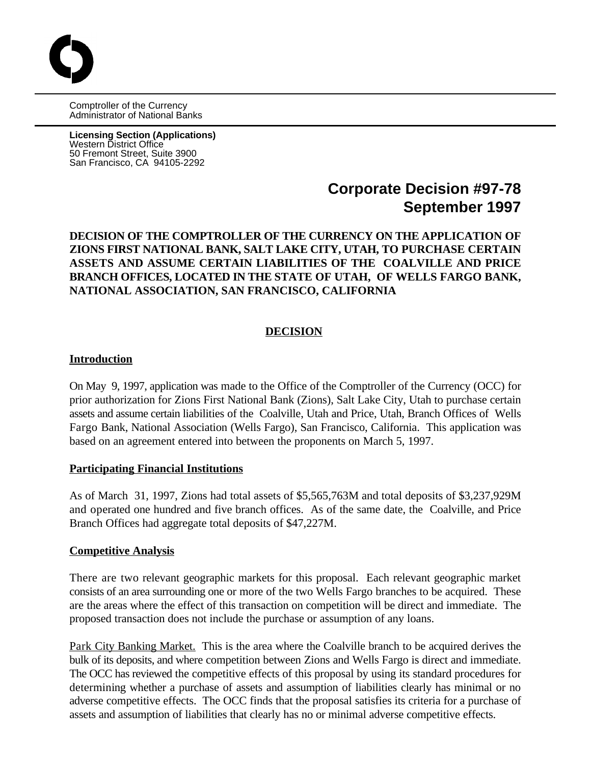Comptroller of the Currency
Administrator of National Banks

**Licensing Section (Applications)**
Western District Office
50 Fremont Street, Suite 3900
San Francisco, CA 94105-2292

# Corporate Decision #97-78
# September 1997

**DECISION OF THE COMPTROLLER OF THE CURRENCY ON THE APPLICATION OF ZIONS FIRST NATIONAL BANK, SALT LAKE CITY, UTAH, TO PURCHASE CERTAIN ASSETS AND ASSUME CERTAIN LIABILITIES OF THE COALVILLE AND PRICE BRANCH OFFICES, LOCATED IN THE STATE OF UTAH, OF WELLS FARGO BANK, NATIONAL ASSOCIATION, SAN FRANCISCO, CALIFORNIA**

## DECISION

### Introduction

On May 9, 1997, application was made to the Office of the Comptroller of the Currency (OCC) for prior authorization for Zions First National Bank (Zions), Salt Lake City, Utah to purchase certain assets and assume certain liabilities of the Coalville, Utah and Price, Utah, Branch Offices of Wells Fargo Bank, National Association (Wells Fargo), San Francisco, California. This application was based on an agreement entered into between the proponents on March 5, 1997.

### Participating Financial Institutions

As of March 31, 1997, Zions had total assets of $5,565,763M and total deposits of $3,237,929M and operated one hundred and five branch offices. As of the same date, the Coalville, and Price Branch Offices had aggregate total deposits of $47,227M.

### Competitive Analysis

There are two relevant geographic markets for this proposal. Each relevant geographic market consists of an area surrounding one or more of the two Wells Fargo branches to be acquired. These are the areas where the effect of this transaction on competition will be direct and immediate. The proposed transaction does not include the purchase or assumption of any loans.

Park City Banking Market. This is the area where the Coalville branch to be acquired derives the bulk of its deposits, and where competition between Zions and Wells Fargo is direct and immediate. The OCC has reviewed the competitive effects of this proposal by using its standard procedures for determining whether a purchase of assets and assumption of liabilities clearly has minimal or no adverse competitive effects. The OCC finds that the proposal satisfies its criteria for a purchase of assets and assumption of liabilities that clearly has no or minimal adverse competitive effects.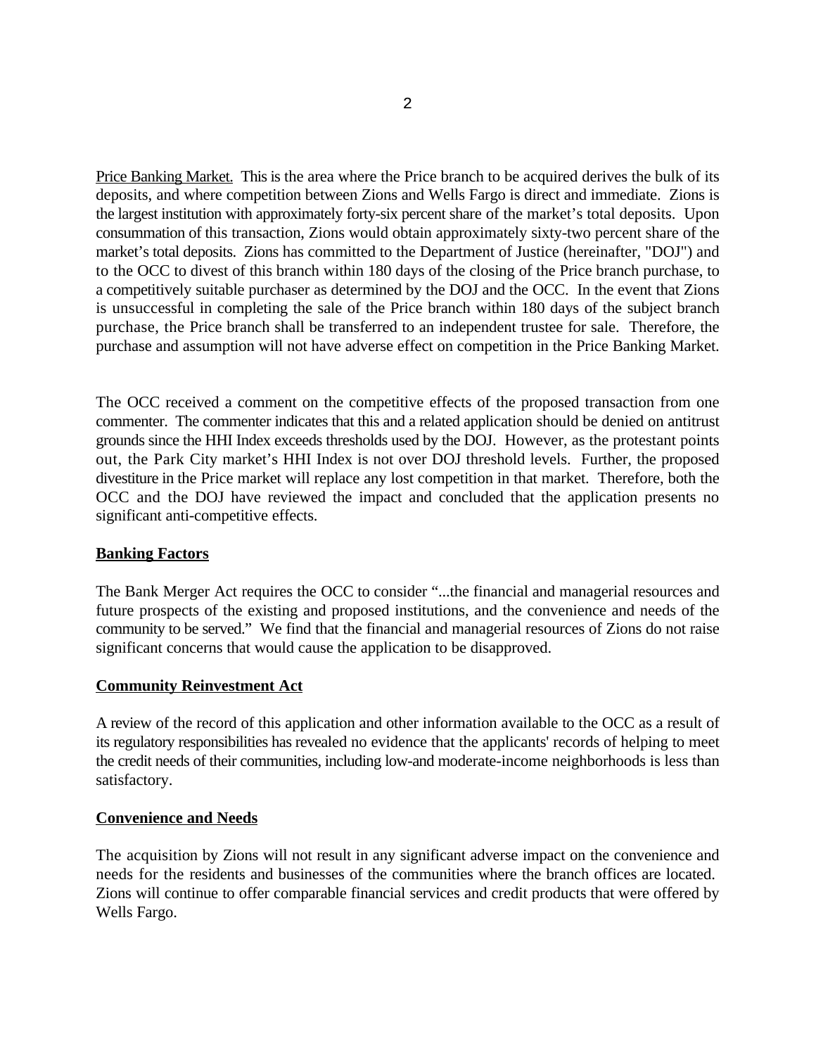Price Banking Market. This is the area where the Price branch to be acquired derives the bulk of its deposits, and where competition between Zions and Wells Fargo is direct and immediate. Zions is the largest institution with approximately forty-six percent share of the market's total deposits. Upon consummation of this transaction, Zions would obtain approximately sixty-two percent share of the market's total deposits. Zions has committed to the Department of Justice (hereinafter, "DOJ") and to the OCC to divest of this branch within 180 days of the closing of the Price branch purchase, to a competitively suitable purchaser as determined by the DOJ and the OCC. In the event that Zions is unsuccessful in completing the sale of the Price branch within 180 days of the subject branch purchase, the Price branch shall be transferred to an independent trustee for sale. Therefore, the purchase and assumption will not have adverse effect on competition in the Price Banking Market.

The OCC received a comment on the competitive effects of the proposed transaction from one commenter. The commenter indicates that this and a related application should be denied on antitrust grounds since the HHI Index exceeds thresholds used by the DOJ. However, as the protestant points out, the Park City market's HHI Index is not over DOJ threshold levels. Further, the proposed divestiture in the Price market will replace any lost competition in that market. Therefore, both the OCC and the DOJ have reviewed the impact and concluded that the application presents no significant anti-competitive effects.

**Banking Factors**

The Bank Merger Act requires the OCC to consider "...the financial and managerial resources and future prospects of the existing and proposed institutions, and the convenience and needs of the community to be served." We find that the financial and managerial resources of Zions do not raise significant concerns that would cause the application to be disapproved.

**Community Reinvestment Act**

A review of the record of this application and other information available to the OCC as a result of its regulatory responsibilities has revealed no evidence that the applicants' records of helping to meet the credit needs of their communities, including low-and moderate-income neighborhoods is less than satisfactory.

**Convenience and Needs**

The acquisition by Zions will not result in any significant adverse impact on the convenience and needs for the residents and businesses of the communities where the branch offices are located. Zions will continue to offer comparable financial services and credit products that were offered by Wells Fargo.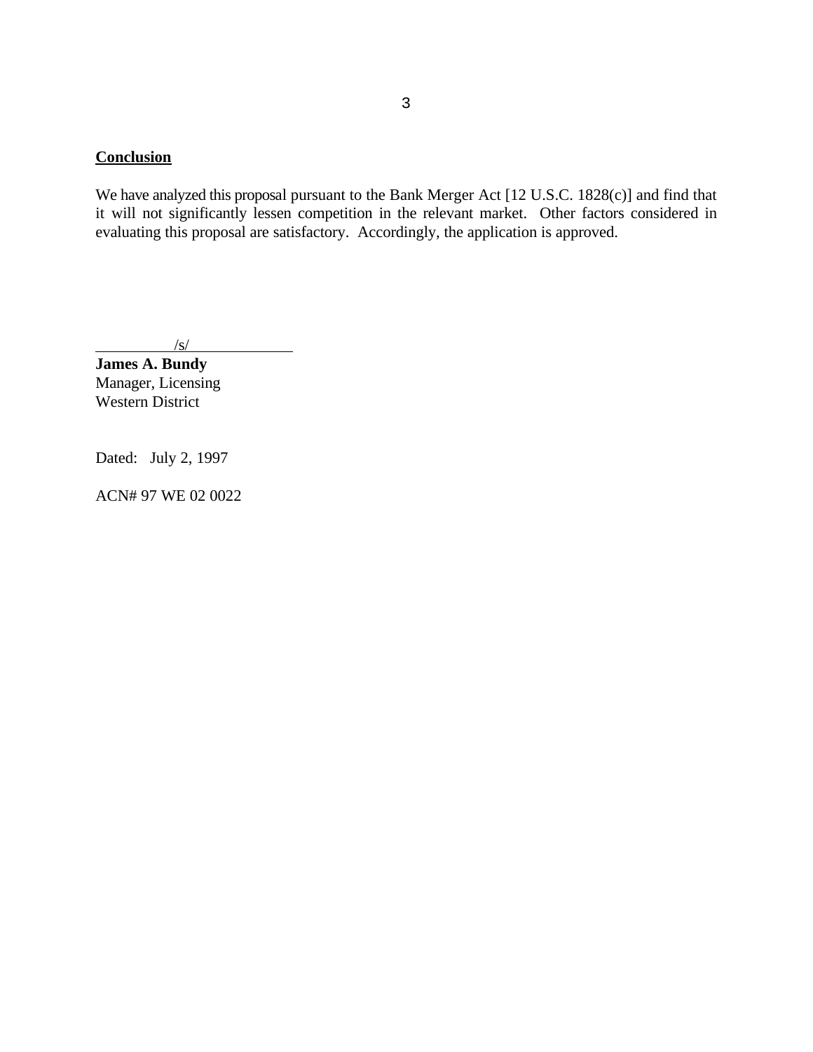**Conclusion**

We have analyzed this proposal pursuant to the Bank Merger Act [12 U.S.C. 1828(c)] and find that it will not significantly lessen competition in the relevant market. Other factors considered in evaluating this proposal are satisfactory. Accordingly, the application is approved.

/s/

**James A. Bundy**
Manager, Licensing
Western District

Dated: July 2, 1997

ACN# 97 WE 02 0022